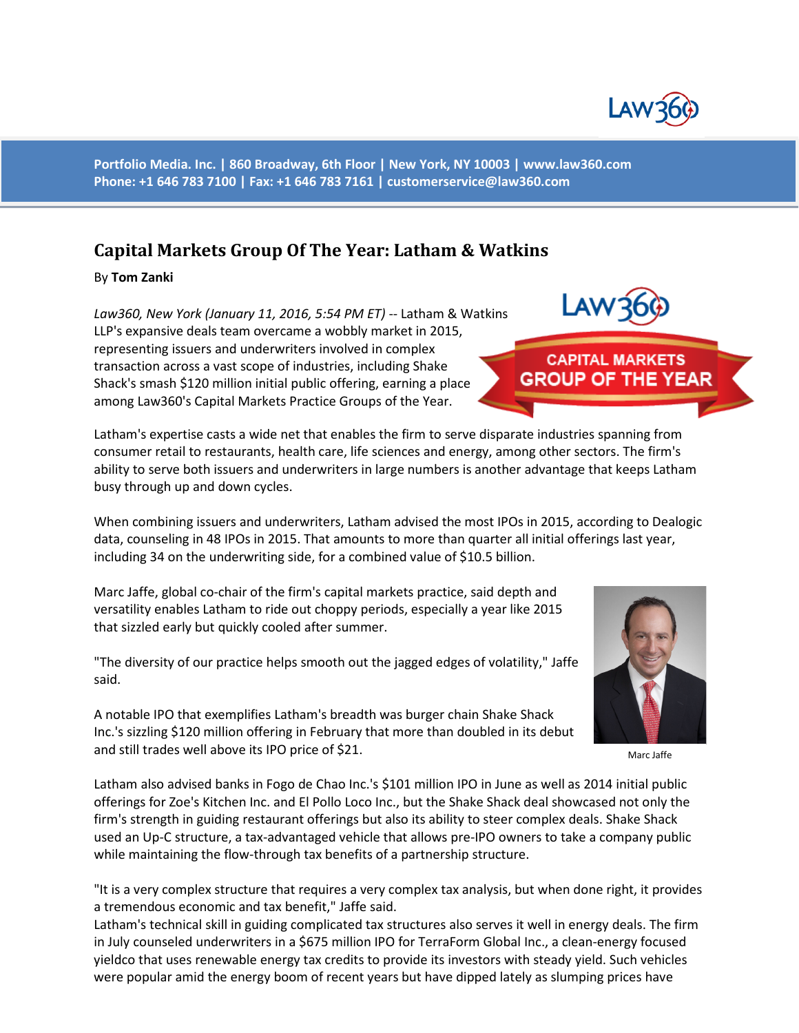Portfolio Media. Inc. | 860 Broadway, 6th Floor | New York, NY 10003 | www.law360.com
Phone: +1 646 783 7100 | Fax: +1 646 783 7161 | customerservice@law360.com

# Capital Markets Group Of The Year: Latham & Watkins

By **Tom Zanki**

*Law360, New York (January 11, 2016, 5:54 PM ET)* -- Latham & Watkins LLP's expansive deals team overcame a wobbly market in 2015, representing issuers and underwriters involved in complex transaction across a vast scope of industries, including Shake Shack's smash $120 million initial public offering, earning a place among Law360's Capital Markets Practice Groups of the Year.

Latham's expertise casts a wide net that enables the firm to serve disparate industries spanning from consumer retail to restaurants, health care, life sciences and energy, among other sectors. The firm's ability to serve both issuers and underwriters in large numbers is another advantage that keeps Latham busy through up and down cycles.

When combining issuers and underwriters, Latham advised the most IPOs in 2015, according to Dealogic data, counseling in 48 IPOs in 2015. That amounts to more than quarter all initial offerings last year, including 34 on the underwriting side, for a combined value of $10.5 billion.

Marc Jaffe, global co-chair of the firm's capital markets practice, said depth and versatility enables Latham to ride out choppy periods, especially a year like 2015 that sizzled early but quickly cooled after summer.

"The diversity of our practice helps smooth out the jagged edges of volatility," Jaffe said.

Marc Jaffe

A notable IPO that exemplifies Latham's breadth was burger chain Shake Shack Inc.'s sizzling $120 million offering in February that more than doubled in its debut and still trades well above its IPO price of $21.

Latham also advised banks in Fogo de Chao Inc.'s $101 million IPO in June as well as 2014 initial public offerings for Zoe's Kitchen Inc. and El Pollo Loco Inc., but the Shake Shack deal showcased not only the firm's strength in guiding restaurant offerings but also its ability to steer complex deals. Shake Shack used an Up-C structure, a tax-advantaged vehicle that allows pre-IPO owners to take a company public while maintaining the flow-through tax benefits of a partnership structure.

"It is a very complex structure that requires a very complex tax analysis, but when done right, it provides a tremendous economic and tax benefit," Jaffe said.

Latham's technical skill in guiding complicated tax structures also serves it well in energy deals. The firm in July counseled underwriters in a $675 million IPO for TerraForm Global Inc., a clean-energy focused yieldco that uses renewable energy tax credits to provide its investors with steady yield. Such vehicles were popular amid the energy boom of recent years but have dipped lately as slumping prices have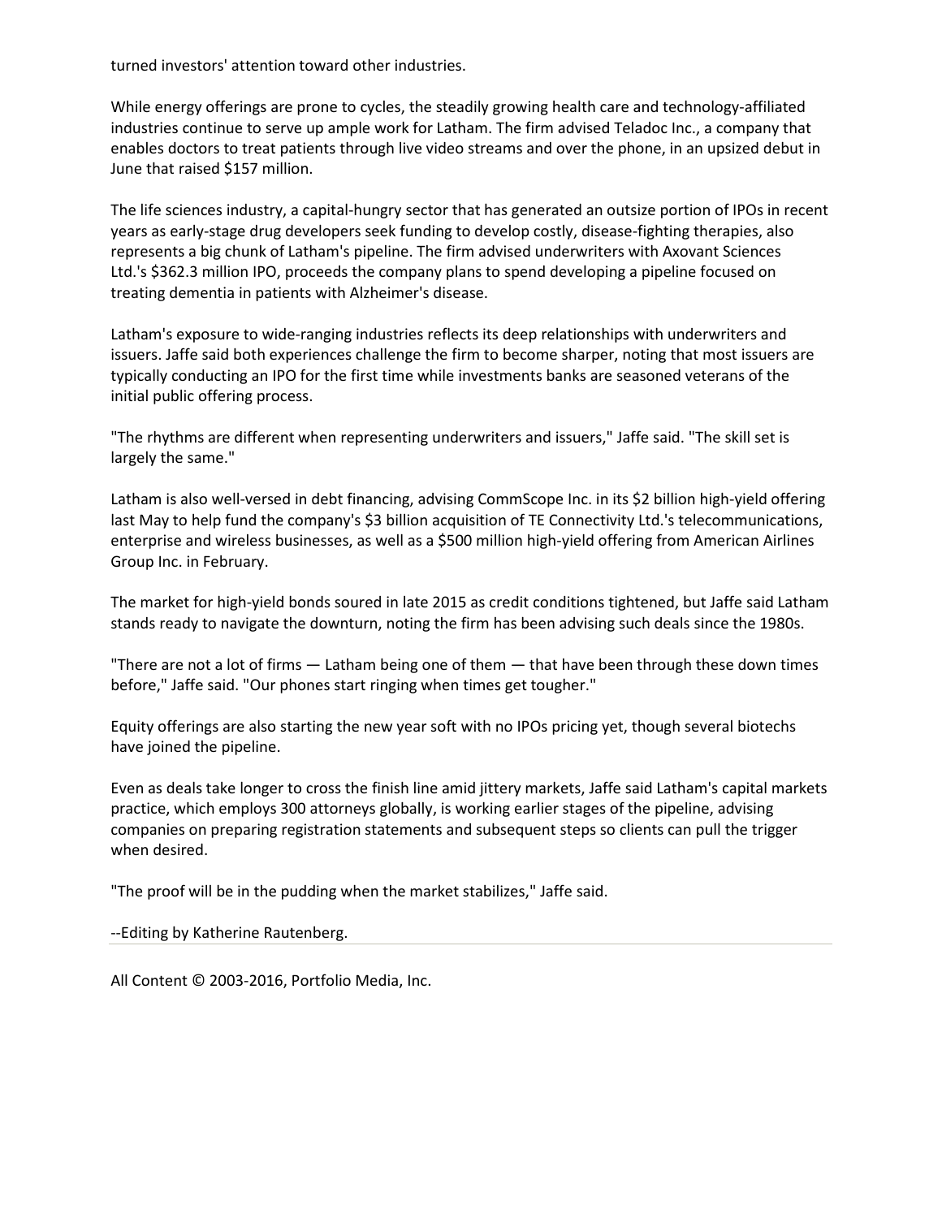turned investors' attention toward other industries.

While energy offerings are prone to cycles, the steadily growing health care and technology-affiliated industries continue to serve up ample work for Latham. The firm advised Teladoc Inc., a company that enables doctors to treat patients through live video streams and over the phone, in an upsized debut in June that raised $157 million.

The life sciences industry, a capital-hungry sector that has generated an outsize portion of IPOs in recent years as early-stage drug developers seek funding to develop costly, disease-fighting therapies, also represents a big chunk of Latham's pipeline. The firm advised underwriters with Axovant Sciences Ltd.'s $362.3 million IPO, proceeds the company plans to spend developing a pipeline focused on treating dementia in patients with Alzheimer's disease.

Latham's exposure to wide-ranging industries reflects its deep relationships with underwriters and issuers. Jaffe said both experiences challenge the firm to become sharper, noting that most issuers are typically conducting an IPO for the first time while investments banks are seasoned veterans of the initial public offering process.

"The rhythms are different when representing underwriters and issuers," Jaffe said. "The skill set is largely the same."

Latham is also well-versed in debt financing, advising CommScope Inc. in its $2 billion high-yield offering last May to help fund the company's $3 billion acquisition of TE Connectivity Ltd.'s telecommunications, enterprise and wireless businesses, as well as a $500 million high-yield offering from American Airlines Group Inc. in February.

The market for high-yield bonds soured in late 2015 as credit conditions tightened, but Jaffe said Latham stands ready to navigate the downturn, noting the firm has been advising such deals since the 1980s.

"There are not a lot of firms — Latham being one of them — that have been through these down times before," Jaffe said. "Our phones start ringing when times get tougher."

Equity offerings are also starting the new year soft with no IPOs pricing yet, though several biotechs have joined the pipeline.

Even as deals take longer to cross the finish line amid jittery markets, Jaffe said Latham's capital markets practice, which employs 300 attorneys globally, is working earlier stages of the pipeline, advising companies on preparing registration statements and subsequent steps so clients can pull the trigger when desired.

"The proof will be in the pudding when the market stabilizes," Jaffe said.

--Editing by Katherine Rautenberg.

All Content © 2003-2016, Portfolio Media, Inc.